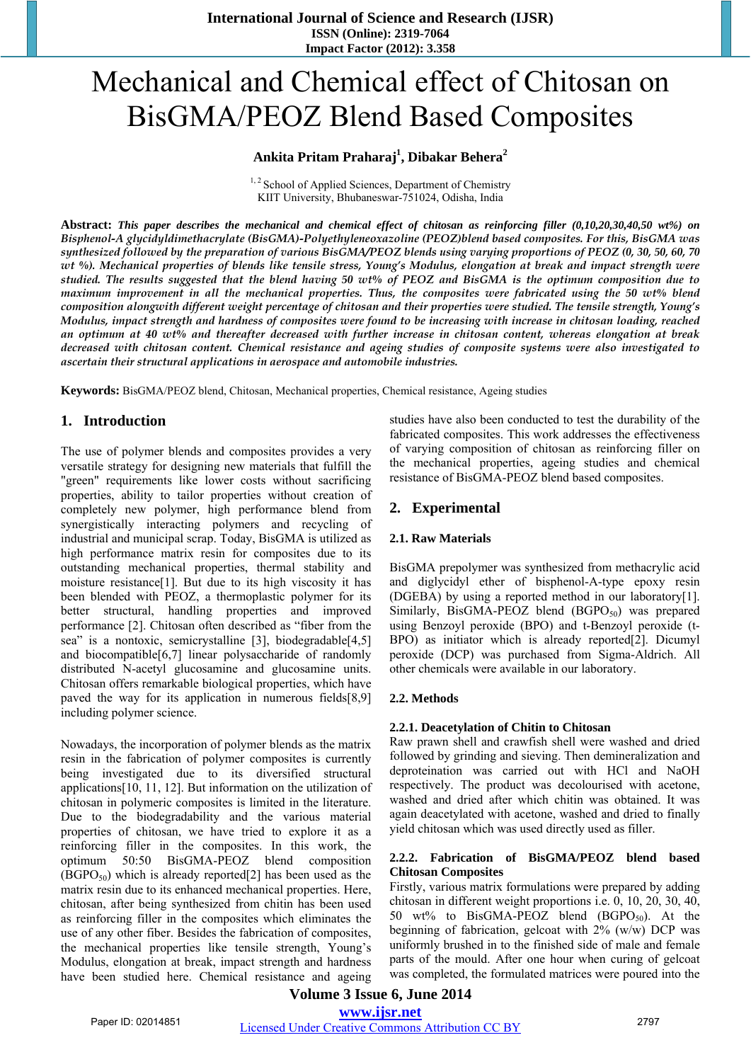# Mechanical and Chemical effect of Chitosan on BisGMA/PEOZ Blend Based Composites

**Ankita Pritam Praharaj[1], Dibakar Behera[2]**

[1, 2] School of Applied Sciences, Department of Chemistry
KIIT University, Bhubaneswar-751024, Odisha, India

**Abstract:** ***This paper describes the mechanical and chemical effect of chitosan as reinforcing filler (0,10,20,30,40,50 wt%) on Bisphenol-A glycidyldimethacrylate (BisGMA)-Polyethyleneoxazoline (PEOZ)blend based composites. For this, BisGMA was synthesized followed by the preparation of various BisGMA/PEOZ blends using varying proportions of PEOZ (0, 30, 50, 60, 70 wt %). Mechanical properties of blends like tensile stress, Young's Modulus, elongation at break and impact strength were studied. The results suggested that the blend having 50 wt% of PEOZ and BisGMA is the optimum composition due to maximum improvement in all the mechanical properties. Thus, the composites were fabricated using the 50 wt% blend composition alongwith different weight percentage of chitosan and their properties were studied. The tensile strength, Young's Modulus, impact strength and hardness of composites were found to be increasing with increase in chitosan loading, reached an optimum at 40 wt% and thereafter decreased with further increase in chitosan content, whereas elongation at break decreased with chitosan content. Chemical resistance and ageing studies of composite systems were also investigated to ascertain their structural applications in aerospace and automobile industries.***

**Keywords:** BisGMA/PEOZ blend, Chitosan, Mechanical properties, Chemical resistance, Ageing studies

## 1. Introduction

The use of polymer blends and composites provides a very versatile strategy for designing new materials that fulfill the "green" requirements like lower costs without sacrificing properties, ability to tailor properties without creation of completely new polymer, high performance blend from synergistically interacting polymers and recycling of industrial and municipal scrap. Today, BisGMA is utilized as high performance matrix resin for composites due to its outstanding mechanical properties, thermal stability and moisture resistance[1]. But due to its high viscosity it has been blended with PEOZ, a thermoplastic polymer for its better structural, handling properties and improved performance [2]. Chitosan often described as "fiber from the sea" is a nontoxic, semicrystalline [3], biodegradable[4,5] and biocompatible[6,7] linear polysaccharide of randomly distributed N-acetyl glucosamine and glucosamine units. Chitosan offers remarkable biological properties, which have paved the way for its application in numerous fields[8,9] including polymer science.

Nowadays, the incorporation of polymer blends as the matrix resin in the fabrication of polymer composites is currently being investigated due to its diversified structural applications[10, 11, 12]. But information on the utilization of chitosan in polymeric composites is limited in the literature. Due to the biodegradability and the various material properties of chitosan, we have tried to explore it as a reinforcing filler in the composites. In this work, the optimum 50:50 BisGMA-PEOZ blend composition ($BGPO_{50}$) which is already reported[2] has been used as the matrix resin due to its enhanced mechanical properties. Here, chitosan, after being synthesized from chitin has been used as reinforcing filler in the composites which eliminates the use of any other fiber. Besides the fabrication of composites, the mechanical properties like tensile strength, Young's Modulus, elongation at break, impact strength and hardness have been studied here. Chemical resistance and ageing studies have also been conducted to test the durability of the fabricated composites. This work addresses the effectiveness of varying composition of chitosan as reinforcing filler on the mechanical properties, ageing studies and chemical resistance of BisGMA-PEOZ blend based composites.

## 2. Experimental

### 2.1. Raw Materials

BisGMA prepolymer was synthesized from methacrylic acid and diglycidyl ether of bisphenol-A-type epoxy resin (DGEBA) by using a reported method in our laboratory[1]. Similarly, BisGMA-PEOZ blend ($BGPO_{50}$) was prepared using Benzoyl peroxide (BPO) and t-Benzoyl peroxide (t-BPO) as initiator which is already reported[2]. Dicumyl peroxide (DCP) was purchased from Sigma-Aldrich. All other chemicals were available in our laboratory.

### 2.2. Methods

#### 2.2.1. Deacetylation of Chitin to Chitosan

Raw prawn shell and crawfish shell were washed and dried followed by grinding and sieving. Then demineralization and deproteination was carried out with HCl and NaOH respectively. The product was decolourised with acetone, washed and dried after which chitin was obtained. It was again deacetylated with acetone, washed and dried to finally yield chitosan which was used directly used as filler.

#### 2.2.2. Fabrication of BisGMA/PEOZ blend based Chitosan Composites

Firstly, various matrix formulations were prepared by adding chitosan in different weight proportions i.e. 0, 10, 20, 30, 40, 50 wt% to BisGMA-PEOZ blend ($BGPO_{50}$). At the beginning of fabrication, gelcoat with 2% (w/w) DCP was uniformly brushed in to the finished side of male and female parts of the mould. After one hour when curing of gelcoat was completed, the formulated matrices were poured into the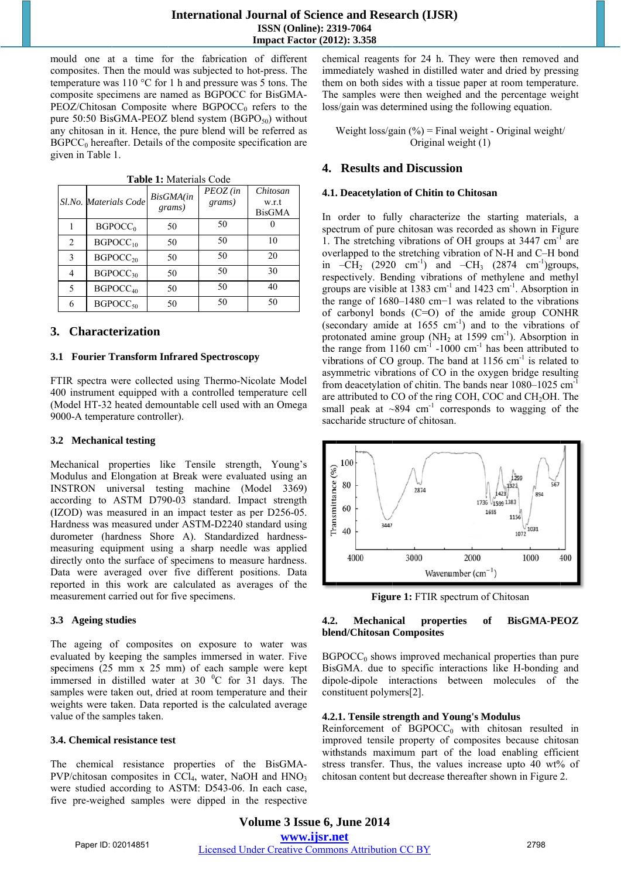mould one at a time for the fabrication of different composites. Then the mould was subjected to hot-press. The temperature was 110 °C for 1 h and pressure was 5 tons. The composite specimens are named as BGPOCC for BisGMA-PEOZ/Chitosan Composite where $BGPOCC_0$ refers to the pure 50:50 BisGMA-PEOZ blend system ($BGPO_{50}$) without any chitosan in it. Hence, the pure blend will be referred as $BGPCC_0$ hereafter. Details of the composite specification are given in Table 1.

**Table 1:** Materials Code

| Sl.No. | Materials Code | BisGMA(in grams) | PEOZ (in grams) | Chitosan w.r.t BisGMA |
|---|---|---|---|---|
| 1 | $BGPOCC_0$ | 50 | 50 | 0 |
| 2 | $BGPOCC_{10}$ | 50 | 50 | 10 |
| 3 | $BGPOCC_{20}$ | 50 | 50 | 20 |
| 4 | $BGPOCC_{30}$ | 50 | 50 | 30 |
| 5 | $BGPOCC_{40}$ | 50 | 50 | 40 |
| 6 | $BGPOCC_{50}$ | 50 | 50 | 50 |

## 3. Characterization

### 3.1 Fourier Transform Infrared Spectroscopy

FTIR spectra were collected using Thermo-Nicolate Model 400 instrument equipped with a controlled temperature cell (Model HT-32 heated demountable cell used with an Omega 9000-A temperature controller).

### 3.2 Mechanical testing

Mechanical properties like Tensile strength, Young's Modulus and Elongation at Break were evaluated using an INSTRON universal testing machine (Model 3369) according to ASTM D790-03 standard. Impact strength (IZOD) was measured in an impact tester as per D256-05. Hardness was measured under ASTM-D2240 standard using durometer (hardness Shore A). Standardized hardness-measuring equipment using a sharp needle was applied directly onto the surface of specimens to measure hardness. Data were averaged over five different positions. Data reported in this work are calculated as averages of the measurement carried out for five specimens.

### 3.3 Ageing studies

The ageing of composites on exposure to water was evaluated by keeping the samples immersed in water. Five specimens (25 mm x 25 mm) of each sample were kept immersed in distilled water at 30 $^0$C for 31 days. The samples were taken out, dried at room temperature and their weights were taken. Data reported is the calculated average value of the samples taken.

### 3.4. Chemical resistance test

The chemical resistance properties of the BisGMA-PVP/chitosan composites in $CCl_4$, water, NaOH and $HNO_3$ were studied according to ASTM: D543-06. In each case, five pre-weighed samples were dipped in the respective chemical reagents for 24 h. They were then removed and immediately washed in distilled water and dried by pressing them on both sides with a tissue paper at room temperature. The samples were then weighed and the percentage weight loss/gain was determined using the following equation.

Weight loss/gain (%) = Final weight - Original weight/ Original weight (1)

## 4. Results and Discussion

### 4.1. Deacetylation of Chitin to Chitosan

In order to fully characterize the starting materials, a spectrum of pure chitosan was recorded as shown in Figure 1. The stretching vibrations of OH groups at 3447 $cm^{-1}$ are overlapped to the stretching vibration of N-H and C–H bond in $–CH_2$ (2920 $cm^{-1}$) and $–CH_3$ (2874 $cm^{-1}$)groups, respectively. Bending vibrations of methylene and methyl groups are visible at 1383 $cm^{-1}$ and 1423 $cm^{-1}$. Absorption in the range of 1680–1480 cm−1 was related to the vibrations of carbonyl bonds (C=O) of the amide group CONHR (secondary amide at 1655 $cm^{-1}$) and to the vibrations of protonated amine group ($NH_2$ at 1599 $cm^{-1}$). Absorption in the range from 1160 $cm^{-1}$ -1000 $cm^{-1}$ has been attributed to vibrations of CO group. The band at 1156 $cm^{-1}$ is related to asymmetric vibrations of CO in the oxygen bridge resulting from deacetylation of chitin. The bands near 1080–1025 $cm^{-1}$ are attributed to CO of the ring COH, COC and $CH_2OH$. The small peak at ~894 $cm^{-1}$ corresponds to wagging of the saccharide structure of chitosan.

**Figure 1:** FTIR spectrum of Chitosan

### 4.2. Mechanical properties of BisGMA-PEOZ blend/Chitosan Composites

$BGPOCC_0$ shows improved mechanical properties than pure BisGMA. due to specific interactions like H-bonding and dipole-dipole interactions between molecules of the constituent polymers[2].

#### 4.2.1. Tensile strength and Young's Modulus

Reinforcement of $BGPOCC_0$ with chitosan resulted in improved tensile property of composites because chitosan withstands maximum part of the load enabling efficient stress transfer. Thus, the values increase upto 40 wt% of chitosan content but decrease thereafter shown in Figure 2.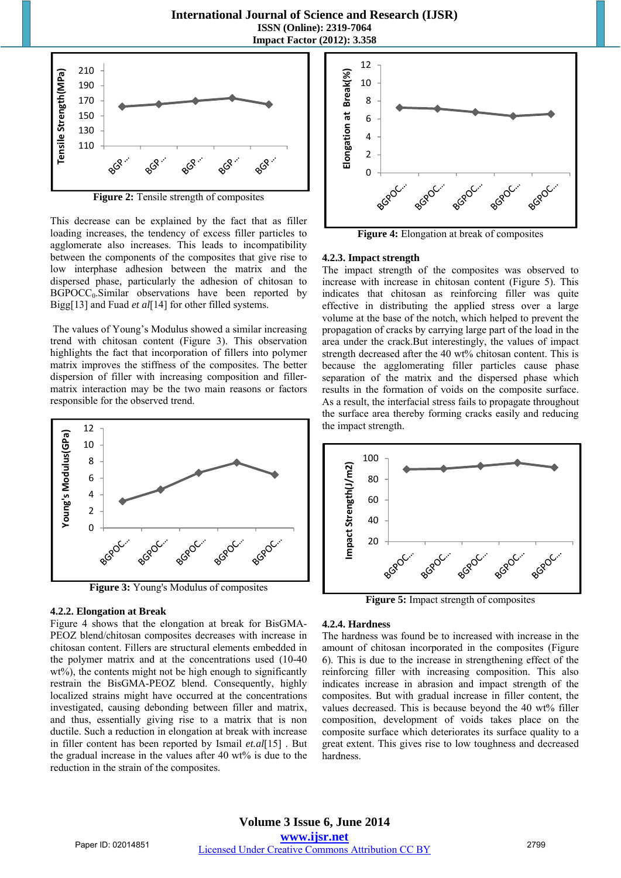Figure 2: Tensile strength of composites

This decrease can be explained by the fact that as filler loading increases, the tendency of excess filler particles to agglomerate also increases. This leads to incompatibility between the components of the composites that give rise to low interphase adhesion between the matrix and the dispersed phase, particularly the adhesion of chitosan to $BGPOCC_0$.Similar observations have been reported by Bigg[13] and Fuad *et al*[14] for other filled systems.

The values of Young's Modulus showed a similar increasing trend with chitosan content (Figure 3). This observation highlights the fact that incorporation of fillers into polymer matrix improves the stiffness of the composites. The better dispersion of filler with increasing composition and filler-matrix interaction may be the two main reasons or factors responsible for the observed trend.

Figure 3: Young's Modulus of composites

#### 4.2.2. Elongation at Break

Figure 4 shows that the elongation at break for BisGMA-PEOZ blend/chitosan composites decreases with increase in chitosan content. Fillers are structural elements embedded in the polymer matrix and at the concentrations used (10-40 wt%), the contents might not be high enough to significantly restrain the BisGMA-PEOZ blend. Consequently, highly localized strains might have occurred at the concentrations investigated, causing debonding between filler and matrix, and thus, essentially giving rise to a matrix that is non ductile. Such a reduction in elongation at break with increase in filler content has been reported by Ismail *et.al*[15] . But the gradual increase in the values after 40 wt% is due to the reduction in the strain of the composites.

Figure 4: Elongation at break of composites

#### 4.2.3. Impact strength

The impact strength of the composites was observed to increase with increase in chitosan content (Figure 5). This indicates that chitosan as reinforcing filler was quite effective in distributing the applied stress over a large volume at the base of the notch, which helped to prevent the propagation of cracks by carrying large part of the load in the area under the crack.But interestingly, the values of impact strength decreased after the 40 wt% chitosan content. This is because the agglomerating filler particles cause phase separation of the matrix and the dispersed phase which results in the formation of voids on the composite surface. As a result, the interfacial stress fails to propagate throughout the surface area thereby forming cracks easily and reducing the impact strength.

Figure 5: Impact strength of composites

#### 4.2.4. Hardness

The hardness was found be to increased with increase in the amount of chitosan incorporated in the composites (Figure 6). This is due to the increase in strengthening effect of the reinforcing filler with increasing composition. This also indicates increase in abrasion and impact strength of the composites. But with gradual increase in filler content, the values decreased. This is because beyond the 40 wt% filler composition, development of voids takes place on the composite surface which deteriorates its surface quality to a great extent. This gives rise to low toughness and decreased hardness.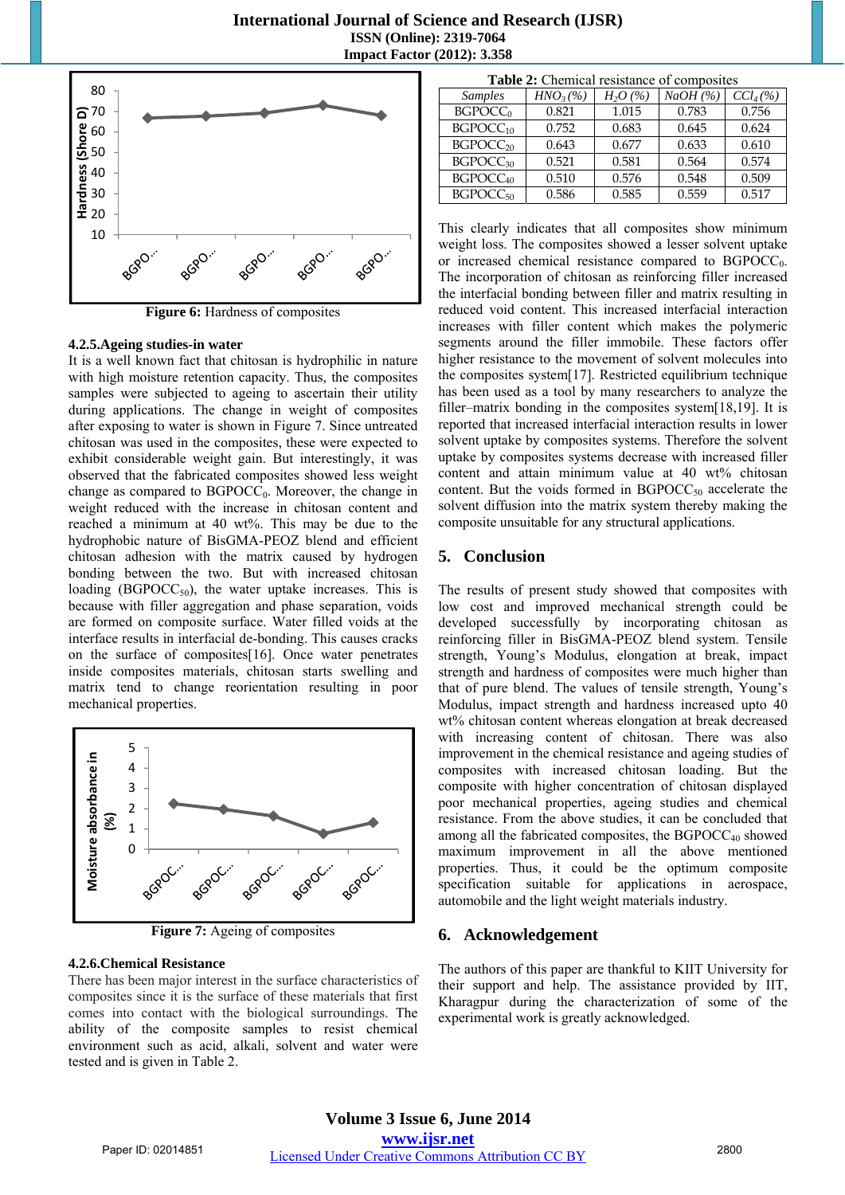Figure 6: Hardness of composites

### 4.2.5. Ageing studies-in water

It is a well known fact that chitosan is hydrophilic in nature with high moisture retention capacity. Thus, the composites samples were subjected to ageing to ascertain their utility during applications. The change in weight of composites after exposing to water is shown in Figure 7. Since untreated chitosan was used in the composites, these were expected to exhibit considerable weight gain. But interestingly, it was observed that the fabricated composites showed less weight change as compared to $BGPOCC_0$. Moreover, the change in weight reduced with the increase in chitosan content and reached a minimum at 40 wt%. This may be due to the hydrophobic nature of BisGMA-PEOZ blend and efficient chitosan adhesion with the matrix caused by hydrogen bonding between the two. But with increased chitosan loading ($BGPOCC_{50}$), the water uptake increases. This is because with filler aggregation and phase separation, voids are formed on composite surface. Water filled voids at the interface results in interfacial de-bonding. This causes cracks on the surface of composites[16]. Once water penetrates inside composites materials, chitosan starts swelling and matrix tend to change reorientation resulting in poor mechanical properties.

Figure 7: Ageing of composites

### 4.2.6. Chemical Resistance

There has been major interest in the surface characteristics of composites since it is the surface of these materials that first comes into contact with the biological surroundings. The ability of the composite samples to resist chemical environment such as acid, alkali, solvent and water were tested and is given in Table 2.

**Table 2:** Chemical resistance of composites

| *Samples* | *$HNO_3$ (%)* | *$H_2O$ (%)* | *NaOH (%)* | *$CCl_4$ (%)* |
|---|---|---|---|---|
| $BGPOCC_0$ | 0.821 | 1.015 | 0.783 | 0.756 |
| $BGPOCC_{10}$ | 0.752 | 0.683 | 0.645 | 0.624 |
| $BGPOCC_{20}$ | 0.643 | 0.677 | 0.633 | 0.610 |
| $BGPOCC_{30}$ | 0.521 | 0.581 | 0.564 | 0.574 |
| $BGPOCC_{40}$ | 0.510 | 0.576 | 0.548 | 0.509 |
| $BGPOCC_{50}$ | 0.586 | 0.585 | 0.559 | 0.517 |

This clearly indicates that all composites show minimum weight loss. The composites showed a lesser solvent uptake or increased chemical resistance compared to $BGPOCC_0$. The incorporation of chitosan as reinforcing filler increased the interfacial bonding between filler and matrix resulting in reduced void content. This increased interfacial interaction increases with filler content which makes the polymeric segments around the filler immobile. These factors offer higher resistance to the movement of solvent molecules into the composites system[17]. Restricted equilibrium technique has been used as a tool by many researchers to analyze the filler–matrix bonding in the composites system[18,19]. It is reported that increased interfacial interaction results in lower solvent uptake by composites systems. Therefore the solvent uptake by composites systems decrease with increased filler content and attain minimum value at 40 wt% chitosan content. But the voids formed in $BGPOCC_{50}$ accelerate the solvent diffusion into the matrix system thereby making the composite unsuitable for any structural applications.

## 5. Conclusion

The results of present study showed that composites with low cost and improved mechanical strength could be developed successfully by incorporating chitosan as reinforcing filler in BisGMA-PEOZ blend system. Tensile strength, Young's Modulus, elongation at break, impact strength and hardness of composites were much higher than that of pure blend. The values of tensile strength, Young's Modulus, impact strength and hardness increased upto 40 wt% chitosan content whereas elongation at break decreased with increasing content of chitosan. There was also improvement in the chemical resistance and ageing studies of composites with increased chitosan loading. But the composite with higher concentration of chitosan displayed poor mechanical properties, ageing studies and chemical resistance. From the above studies, it can be concluded that among all the fabricated composites, the $BGPOCC_{40}$ showed maximum improvement in all the above mentioned properties. Thus, it could be the optimum composite specification suitable for applications in aerospace, automobile and the light weight materials industry.

## 6. Acknowledgement

The authors of this paper are thankful to KIIT University for their support and help. The assistance provided by IIT, Kharagpur during the characterization of some of the experimental work is greatly acknowledged.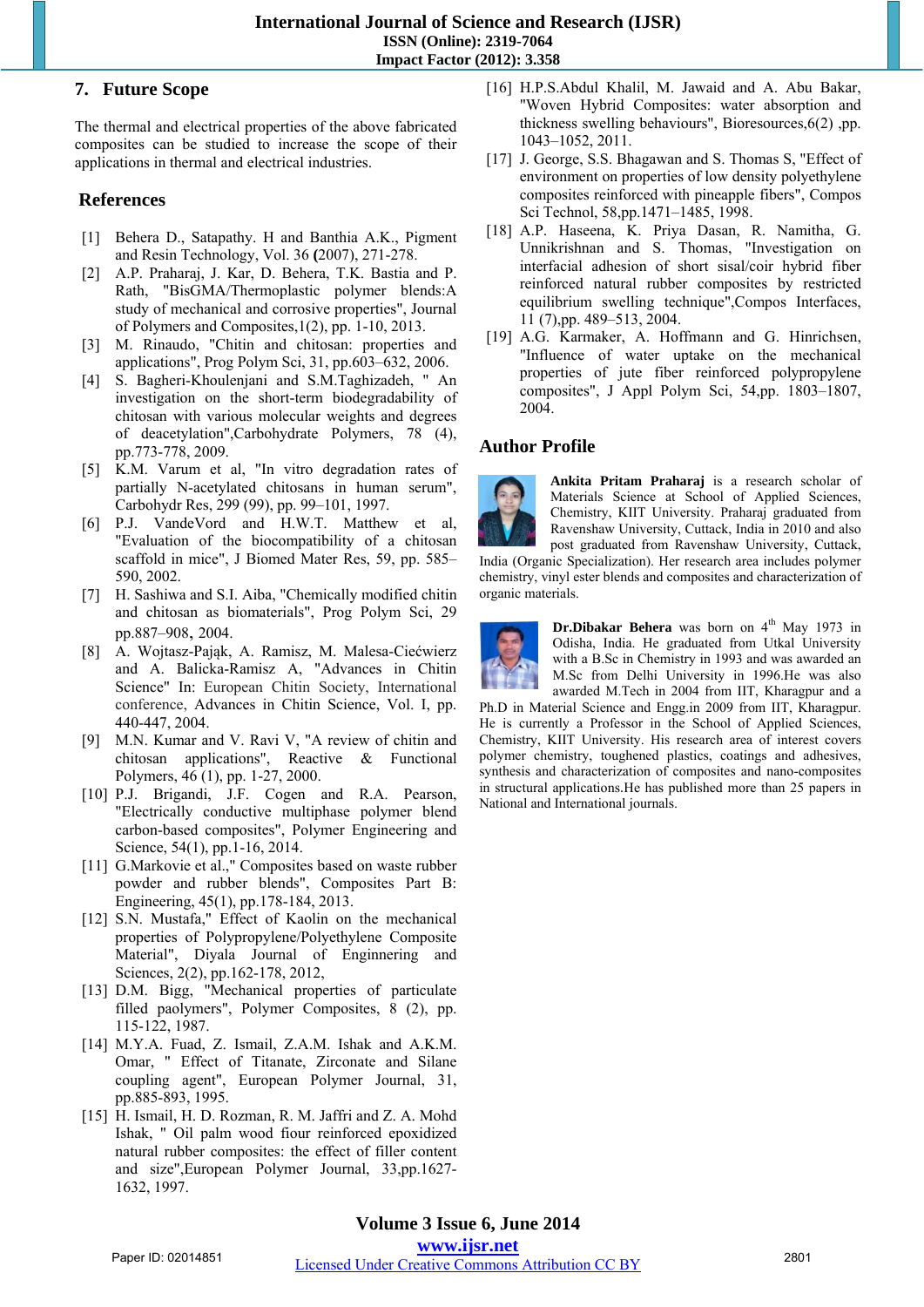## 7. Future Scope

The thermal and electrical properties of the above fabricated composites can be studied to increase the scope of their applications in thermal and electrical industries.

## References

[1] Behera D., Satapathy. H and Banthia A.K., Pigment and Resin Technology, Vol. 36 (2007), 271-278.

[2] A.P. Praharaj, J. Kar, D. Behera, T.K. Bastia and P. Rath, "BisGMA/Thermoplastic polymer blends:A study of mechanical and corrosive properties", Journal of Polymers and Composites,1(2), pp. 1-10, 2013.

[3] M. Rinaudo, "Chitin and chitosan: properties and applications", Prog Polym Sci, 31, pp.603–632, 2006.

[4] S. Bagheri-Khoulenjani and S.M.Taghizadeh, " An investigation on the short-term biodegradability of chitosan with various molecular weights and degrees of deacetylation",Carbohydrate Polymers, 78 (4), pp.773-778, 2009.

[5] K.M. Varum et al, "In vitro degradation rates of partially N-acetylated chitosans in human serum", Carbohydr Res, 299 (99), pp. 99–101, 1997.

[6] P.J. VandeVord and H.W.T. Matthew et al, "Evaluation of the biocompatibility of a chitosan scaffold in mice", J Biomed Mater Res, 59, pp. 585–590, 2002.

[7] H. Sashiwa and S.I. Aiba, "Chemically modified chitin and chitosan as biomaterials", Prog Polym Sci, 29 pp.887–908, 2004.

[8] A. Wojtasz-Pająk, A. Ramisz, M. Malesa-Ciećwierz and A. Balicka-Ramisz A, "Advances in Chitin Science" In: European Chitin Society, International conference, Advances in Chitin Science, Vol. I, pp. 440-447, 2004.

[9] M.N. Kumar and V. Ravi V, "A review of chitin and chitosan applications", Reactive & Functional Polymers, 46 (1), pp. 1-27, 2000.

[10] P.J. Brigandi, J.F. Cogen and R.A. Pearson, "Electrically conductive multiphase polymer blend carbon-based composites", Polymer Engineering and Science, 54(1), pp.1-16, 2014.

[11] G.Markovie et al.," Composites based on waste rubber powder and rubber blends", Composites Part B: Engineering, 45(1), pp.178-184, 2013.

[12] S.N. Mustafa," Effect of Kaolin on the mechanical properties of Polypropylene/Polyethylene Composite Material", Diyala Journal of Enginnering and Sciences, 2(2), pp.162-178, 2012,

[13] D.M. Bigg, "Mechanical properties of particulate filled paolymers", Polymer Composites, 8 (2), pp. 115-122, 1987.

[14] M.Y.A. Fuad, Z. Ismail, Z.A.M. Ishak and A.K.M. Omar, " Effect of Titanate, Zirconate and Silane coupling agent", European Polymer Journal, 31, pp.885-893, 1995.

[15] H. Ismail, H. D. Rozman, R. M. Jaffri and Z. A. Mohd Ishak, " Oil palm wood fiour reinforced epoxidized natural rubber composites: the effect of filler content and size",European Polymer Journal, 33,pp.1627-1632, 1997.

[16] H.P.S.Abdul Khalil, M. Jawaid and A. Abu Bakar, "Woven Hybrid Composites: water absorption and thickness swelling behaviours", Bioresources,6(2) ,pp. 1043–1052, 2011.

[17] J. George, S.S. Bhagawan and S. Thomas S, "Effect of environment on properties of low density polyethylene composites reinforced with pineapple fibers", Compos Sci Technol, 58,pp.1471–1485, 1998.

[18] A.P. Haseena, K. Priya Dasan, R. Namitha, G. Unnikrishnan and S. Thomas, "Investigation on interfacial adhesion of short sisal/coir hybrid fiber reinforced natural rubber composites by restricted equilibrium swelling technique",Compos Interfaces, 11 (7),pp. 489–513, 2004.

[19] A.G. Karmaker, A. Hoffmann and G. Hinrichsen, "Influence of water uptake on the mechanical properties of jute fiber reinforced polypropylene composites", J Appl Polym Sci, 54,pp. 1803–1807, 2004.

## Author Profile

**Ankita Pritam Praharaj** is a research scholar of Materials Science at School of Applied Sciences, Chemistry, KIIT University. Praharaj graduated from Ravenshaw University, Cuttack, India in 2010 and also post graduated from Ravenshaw University, Cuttack, India (Organic Specialization). Her research area includes polymer chemistry, vinyl ester blends and composites and characterization of organic materials.

**Dr.Dibakar Behera** was born on 4th May 1973 in Odisha, India. He graduated from Utkal University with a B.Sc in Chemistry in 1993 and was awarded an M.Sc from Delhi University in 1996.He was also awarded M.Tech in 2004 from IIT, Kharagpur and a Ph.D in Material Science and Engg.in 2009 from IIT, Kharagpur. He is currently a Professor in the School of Applied Sciences, Chemistry, KIIT University. His research area of interest covers polymer chemistry, toughened plastics, coatings and adhesives, synthesis and characterization of composites and nano-composites in structural applications.He has published more than 25 papers in National and International journals.